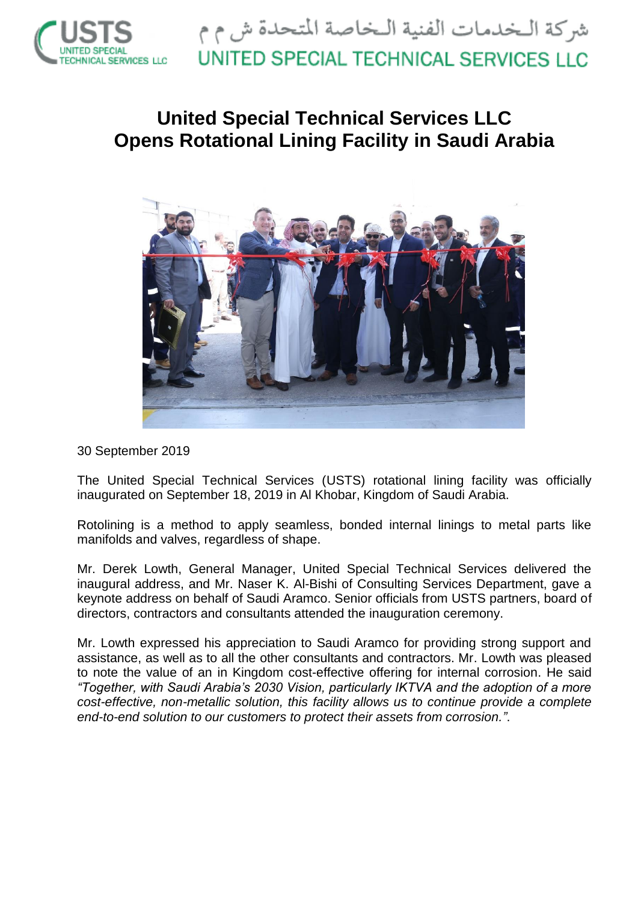شركة الـخدمات الفنية الـخاصة المتحدة ش م م

UNITED SPECIAL TECHNICAL SERVICES LLC

# United Special Technical Services LLC Opens Rotational Lining Facility in Saudi Arabia

30 September 2019

The United Special Technical Services (USTS) rotational lining facility was officially inaugurated on September 18, 2019 in Al Khobar, Kingdom of Saudi Arabia.

Rotolining is a method to apply seamless, bonded internal linings to metal parts like manifolds and valves, regardless of shape.

Mr. Derek Lowth, General Manager, United Special Technical Services delivered the inaugural address, and Mr. Naser K. Al-Bishi of Consulting Services Department, gave a keynote address on behalf of Saudi Aramco. Senior officials from USTS partners, board of directors, contractors and consultants attended the inauguration ceremony.

Mr. Lowth expressed his appreciation to Saudi Aramco for providing strong support and assistance, as well as to all the other consultants and contractors. Mr. Lowth was pleased to note the value of an in Kingdom cost-effective offering for internal corrosion. He said *"Together, with Saudi Arabia's 2030 Vision, particularly IKTVA and the adoption of a more cost-effective, non-metallic solution, this facility allows us to continue provide a complete end-to-end solution to our customers to protect their assets from corrosion."*.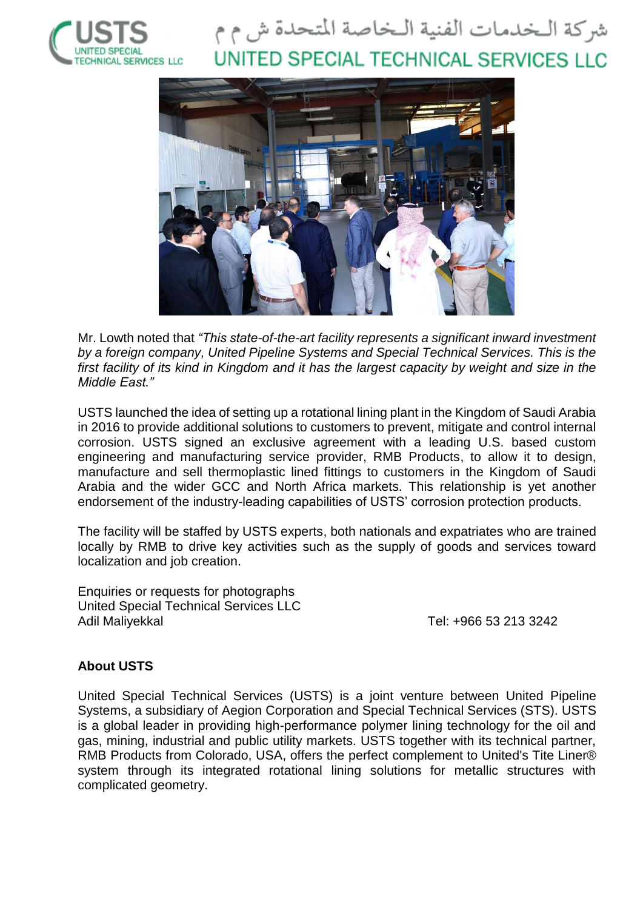Mr. Lowth noted that *"This state-of-the-art facility represents a significant inward investment by a foreign company, United Pipeline Systems and Special Technical Services. This is the first facility of its kind in Kingdom and it has the largest capacity by weight and size in the Middle East."*

USTS launched the idea of setting up a rotational lining plant in the Kingdom of Saudi Arabia in 2016 to provide additional solutions to customers to prevent, mitigate and control internal corrosion. USTS signed an exclusive agreement with a leading U.S. based custom engineering and manufacturing service provider, RMB Products, to allow it to design, manufacture and sell thermoplastic lined fittings to customers in the Kingdom of Saudi Arabia and the wider GCC and North Africa markets. This relationship is yet another endorsement of the industry-leading capabilities of USTS' corrosion protection products.

The facility will be staffed by USTS experts, both nationals and expatriates who are trained locally by RMB to drive key activities such as the supply of goods and services toward localization and job creation.

Enquiries or requests for photographs
United Special Technical Services LLC
Adil Maliyekkal Tel: +966 53 213 3242

**About USTS**

United Special Technical Services (USTS) is a joint venture between United Pipeline Systems, a subsidiary of Aegion Corporation and Special Technical Services (STS). USTS is a global leader in providing high-performance polymer lining technology for the oil and gas, mining, industrial and public utility markets. USTS together with its technical partner, RMB Products from Colorado, USA, offers the perfect complement to United's Tite Liner® system through its integrated rotational lining solutions for metallic structures with complicated geometry.